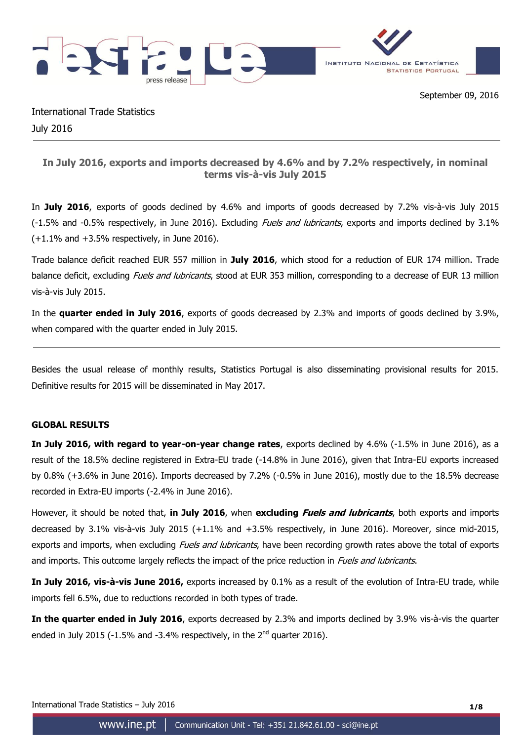September 09, 2016

International Trade Statistics
July 2016

## In July 2016, exports and imports decreased by 4.6% and by 7.2% respectively, in nominal terms vis-à-vis July 2015

In **July 2016**, exports of goods declined by 4.6% and imports of goods decreased by 7.2% vis-à-vis July 2015 (-1.5% and -0.5% respectively, in June 2016). Excluding *Fuels and lubricants*, exports and imports declined by 3.1% (+1.1% and +3.5% respectively, in June 2016).

Trade balance deficit reached EUR 557 million in **July 2016**, which stood for a reduction of EUR 174 million. Trade balance deficit, excluding *Fuels and lubricants*, stood at EUR 353 million, corresponding to a decrease of EUR 13 million vis-à-vis July 2015.

In the **quarter ended in July 2016**, exports of goods decreased by 2.3% and imports of goods declined by 3.9%, when compared with the quarter ended in July 2015.

---

Besides the usual release of monthly results, Statistics Portugal is also disseminating provisional results for 2015. Definitive results for 2015 will be disseminated in May 2017.

### GLOBAL RESULTS

**In July 2016, with regard to year-on-year change rates**, exports declined by 4.6% (-1.5% in June 2016), as a result of the 18.5% decline registered in Extra-EU trade (-14.8% in June 2016), given that Intra-EU exports increased by 0.8% (+3.6% in June 2016). Imports decreased by 7.2% (-0.5% in June 2016), mostly due to the 18.5% decrease recorded in Extra-EU imports (-2.4% in June 2016).

However, it should be noted that, **in July 2016**, when **excluding *Fuels and lubricants***, both exports and imports decreased by 3.1% vis-à-vis July 2015 (+1.1% and +3.5% respectively, in June 2016). Moreover, since mid-2015, exports and imports, when excluding *Fuels and lubricants*, have been recording growth rates above the total of exports and imports. This outcome largely reflects the impact of the price reduction in *Fuels and lubricants*.

**In July 2016, vis-à-vis June 2016,** exports increased by 0.1% as a result of the evolution of Intra-EU trade, while imports fell 6.5%, due to reductions recorded in both types of trade.

**In the quarter ended in July 2016**, exports decreased by 2.3% and imports declined by 3.9% vis-à-vis the quarter ended in July 2015 (-1.5% and -3.4% respectively, in the 2nd quarter 2016).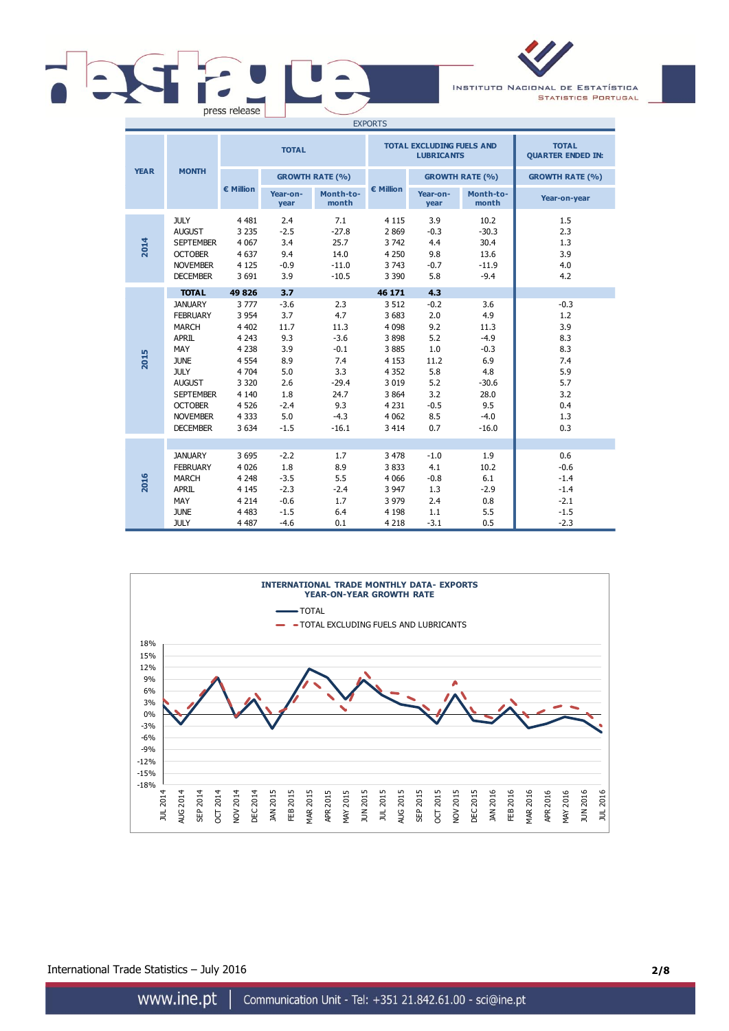EXPORTS

| YEAR | MONTH | TOTAL | | | TOTAL EXCLUDING FUELS AND LUBRICANTS | | | TOTAL QUARTER ENDED IN: |
|---|---|---|---|---|---|---|---|---|
| | | € Million | GROWTH RATE (%) | | € Million | GROWTH RATE (%) | | GROWTH RATE (%) |
| | | | Year-on-year | Month-to-month | | Year-on-year | Month-to-month | Year-on-year |
| 2014 | JULY | 4 481 | 2.4 | 7.1 | 4 115 | 3.9 | 10.2 | 1.5 |
| | AUGUST | 3 235 | -2.5 | -27.8 | 2 869 | -0.3 | -30.3 | 2.3 |
| | SEPTEMBER | 4 067 | 3.4 | 25.7 | 3 742 | 4.4 | 30.4 | 1.3 |
| | OCTOBER | 4 637 | 9.4 | 14.0 | 4 250 | 9.8 | 13.6 | 3.9 |
| | NOVEMBER | 4 125 | -0.9 | -11.0 | 3 743 | -0.7 | -11.9 | 4.0 |
| | DECEMBER | 3 691 | 3.9 | -10.5 | 3 390 | 5.8 | -9.4 | 4.2 |
| 2015 | **TOTAL** | **49 826** | **3.7** | | **46 171** | **4.3** | | |
| | JANUARY | 3 777 | -3.6 | 2.3 | 3 512 | -0.2 | 3.6 | -0.3 |
| | FEBRUARY | 3 954 | 3.7 | 4.7 | 3 683 | 2.0 | 4.9 | 1.2 |
| | MARCH | 4 402 | 11.7 | 11.3 | 4 098 | 9.2 | 11.3 | 3.9 |
| | APRIL | 4 243 | 9.3 | -3.6 | 3 898 | 5.2 | -4.9 | 8.3 |
| | MAY | 4 238 | 3.9 | -0.1 | 3 885 | 1.0 | -0.3 | 8.3 |
| | JUNE | 4 554 | 8.9 | 7.4 | 4 153 | 11.2 | 6.9 | 7.4 |
| | JULY | 4 704 | 5.0 | 3.3 | 4 352 | 5.8 | 4.8 | 5.9 |
| | AUGUST | 3 320 | 2.6 | -29.4 | 3 019 | 5.2 | -30.6 | 5.7 |
| | SEPTEMBER | 4 140 | 1.8 | 24.7 | 3 864 | 3.2 | 28.0 | 3.2 |
| | OCTOBER | 4 526 | -2.4 | 9.3 | 4 231 | -0.5 | 9.5 | 0.4 |
| | NOVEMBER | 4 333 | 5.0 | -4.3 | 4 062 | 8.5 | -4.0 | 1.3 |
| | DECEMBER | 3 634 | -1.5 | -16.1 | 3 414 | 0.7 | -16.0 | 0.3 |
| 2016 | JANUARY | 3 695 | -2.2 | 1.7 | 3 478 | -1.0 | 1.9 | 0.6 |
| | FEBRUARY | 4 026 | 1.8 | 8.9 | 3 833 | 4.1 | 10.2 | -0.6 |
| | MARCH | 4 248 | -3.5 | 5.5 | 4 066 | -0.8 | 6.1 | -1.4 |
| | APRIL | 4 145 | -2.3 | -2.4 | 3 947 | 1.3 | -2.9 | -1.4 |
| | MAY | 4 214 | -0.6 | 1.7 | 3 979 | 2.4 | 0.8 | -2.1 |
| | JUNE | 4 483 | -1.5 | 6.4 | 4 198 | 1.1 | 5.5 | -1.5 |
| | JULY | 4 487 | -4.6 | 0.1 | 4 218 | -3.1 | 0.5 | -2.3 |

**INTERNATIONAL TRADE MONTHLY DATA- EXPORTS**
**YEAR-ON-YEAR GROWTH RATE**

International Trade Statistics – July 2016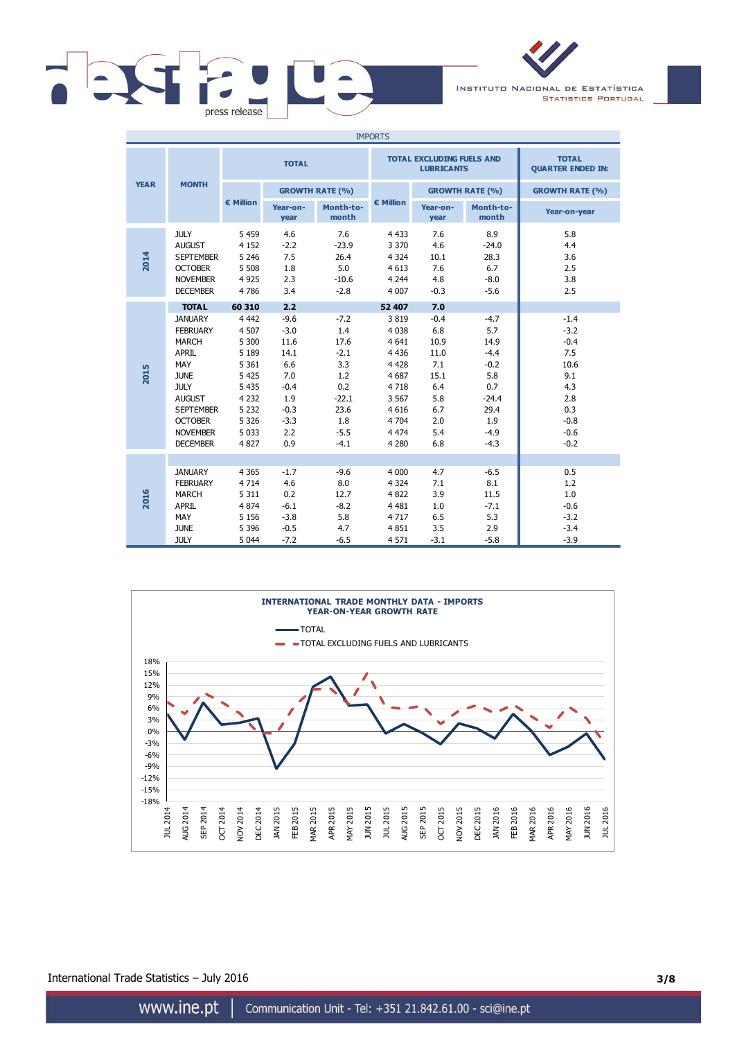**IMPORTS**

| YEAR | MONTH | TOTAL | | | TOTAL EXCLUDING FUELS AND LUBRICANTS | | | TOTAL QUARTER ENDED IN: |
|---|---|---|---|---|---|---|---|---|
| | | € Million | GROWTH RATE (%) | | € Million | GROWTH RATE (%) | | GROWTH RATE (%) |
| | | | Year-on-year | Month-to-month | | Year-on-year | Month-to-month | Year-on-year |
| 2014 | JULY | 5 459 | 4.6 | 7.6 | 4 433 | 7.6 | 8.9 | 5.8 |
| | AUGUST | 4 152 | -2.2 | -23.9 | 3 370 | 4.6 | -24.0 | 4.4 |
| | SEPTEMBER | 5 246 | 7.5 | 26.4 | 4 324 | 10.1 | 28.3 | 3.6 |
| | OCTOBER | 5 508 | 1.8 | 5.0 | 4 613 | 7.6 | 6.7 | 2.5 |
| | NOVEMBER | 4 925 | 2.3 | -10.6 | 4 244 | 4.8 | -8.0 | 3.8 |
| | DECEMBER | 4 786 | 3.4 | -2.8 | 4 007 | -0.3 | -5.6 | 2.5 |
| 2015 | **TOTAL** | **60 310** | **2.2** | | **52 407** | **7.0** | | |
| | JANUARY | 4 442 | -9.6 | -7.2 | 3 819 | -0.4 | -4.7 | -1.4 |
| | FEBRUARY | 4 507 | -3.0 | 1.4 | 4 038 | 6.8 | 5.7 | -3.2 |
| | MARCH | 5 300 | 11.6 | 17.6 | 4 641 | 10.9 | 14.9 | -0.4 |
| | APRIL | 5 189 | 14.1 | -2.1 | 4 436 | 11.0 | -4.4 | 7.5 |
| | MAY | 5 361 | 6.6 | 3.3 | 4 428 | 7.1 | -0.2 | 10.6 |
| | JUNE | 5 425 | 7.0 | 1.2 | 4 687 | 15.1 | 5.8 | 9.1 |
| | JULY | 5 435 | -0.4 | 0.2 | 4 718 | 6.4 | 0.7 | 4.3 |
| | AUGUST | 4 232 | 1.9 | -22.1 | 3 567 | 5.8 | -24.4 | 2.8 |
| | SEPTEMBER | 5 232 | -0.3 | 23.6 | 4 616 | 6.7 | 29.4 | 0.3 |
| | OCTOBER | 5 326 | -3.3 | 1.8 | 4 704 | 2.0 | 1.9 | -0.8 |
| | NOVEMBER | 5 033 | 2.2 | -5.5 | 4 474 | 5.4 | -4.9 | -0.6 |
| | DECEMBER | 4 827 | 0.9 | -4.1 | 4 280 | 6.8 | -4.3 | -0.2 |
| 2016 | JANUARY | 4 365 | -1.7 | -9.6 | 4 000 | 4.7 | -6.5 | 0.5 |
| | FEBRUARY | 4 714 | 4.6 | 8.0 | 4 324 | 7.1 | 8.1 | 1.2 |
| | MARCH | 5 311 | 0.2 | 12.7 | 4 822 | 3.9 | 11.5 | 1.0 |
| | APRIL | 4 874 | -6.1 | -8.2 | 4 481 | 1.0 | -7.1 | -0.6 |
| | MAY | 5 156 | -3.8 | 5.8 | 4 717 | 6.5 | 5.3 | -3.2 |
| | JUNE | 5 396 | -0.5 | 4.7 | 4 851 | 3.5 | 2.9 | -3.4 |
| | JULY | 5 044 | -7.2 | -6.5 | 4 571 | -3.1 | -5.8 | -3.9 |

**INTERNATIONAL TRADE MONTHLY DATA - IMPORTS**
**YEAR-ON-YEAR GROWTH RATE**

— TOTAL
- - TOTAL EXCLUDING FUELS AND LUBRICANTS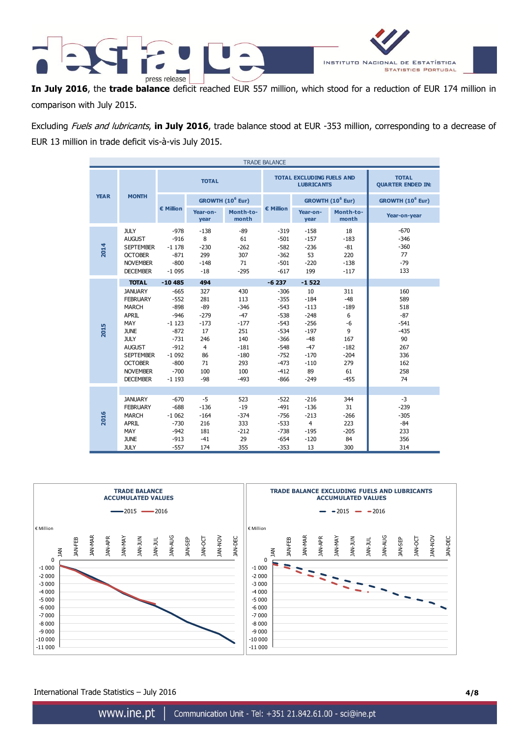**In July 2016**, the **trade balance** deficit reached EUR 557 million, which stood for a reduction of EUR 174 million in comparison with July 2015.

Excluding *Fuels and lubricants*, **in July 2016**, trade balance stood at EUR -353 million, corresponding to a decrease of EUR 13 million in trade deficit vis-à-vis July 2015.

| TRADE BALANCE | | | | | | | | |
|---|---|---|---|---|---|---|---|---|
| YEAR | MONTH | TOTAL | | | TOTAL EXCLUDING FUELS AND LUBRICANTS | | | TOTAL QUARTER ENDED IN: |
| | | € Million | GROWTH ($10^6$ Eur) | | € Million | GROWTH ($10^6$ Eur) | | GROWTH ($10^6$ Eur) |
| | | | Year-on-year | Month-to-month | | Year-on-year | Month-to-month | Year-on-year |
| 2014 | JULY | -978 | -138 | -89 | -319 | -158 | 18 | -670 |
| | AUGUST | -916 | 8 | 61 | -501 | -157 | -183 | -346 |
| | SEPTEMBER | -1 178 | -230 | -262 | -582 | -236 | -81 | -360 |
| | OCTOBER | -871 | 299 | 307 | -362 | 53 | 220 | 77 |
| | NOVEMBER | -800 | -148 | 71 | -501 | -220 | -138 | -79 |
| | DECEMBER | -1 095 | -18 | -295 | -617 | 199 | -117 | 133 |
| 2015 | TOTAL | -10 485 | 494 | | -6 237 | -1 522 | | |
| | JANUARY | -665 | 327 | 430 | -306 | 10 | 311 | 160 |
| | FEBRUARY | -552 | 281 | 113 | -355 | -184 | -48 | 589 |
| | MARCH | -898 | -89 | -346 | -543 | -113 | -189 | 518 |
| | APRIL | -946 | -279 | -47 | -538 | -248 | 6 | -87 |
| | MAY | -1 123 | -173 | -177 | -543 | -256 | -6 | -541 |
| | JUNE | -872 | 17 | 251 | -534 | -197 | 9 | -435 |
| | JULY | -731 | 246 | 140 | -366 | -48 | 167 | 90 |
| | AUGUST | -912 | 4 | -181 | -548 | -47 | -182 | 267 |
| | SEPTEMBER | -1 092 | 86 | -180 | -752 | -170 | -204 | 336 |
| | OCTOBER | -800 | 71 | 293 | -473 | -110 | 279 | 162 |
| | NOVEMBER | -700 | 100 | 100 | -412 | 89 | 61 | 258 |
| | DECEMBER | -1 193 | -98 | -493 | -866 | -249 | -455 | 74 |
| 2016 | JANUARY | -670 | -5 | 523 | -522 | -216 | 344 | -3 |
| | FEBRUARY | -688 | -136 | -19 | -491 | -136 | 31 | -239 |
| | MARCH | -1 062 | -164 | -374 | -756 | -213 | -266 | -305 |
| | APRIL | -730 | 216 | 333 | -533 | 4 | 223 | -84 |
| | MAY | -942 | 181 | -212 | -738 | -195 | -205 | 233 |
| | JUNE | -913 | -41 | 29 | -654 | -120 | 84 | 356 |
| | JULY | -557 | 174 | 355 | -353 | 13 | 300 | 314 |

**TRADE BALANCE ACCUMULATED VALUES**

**TRADE BALANCE EXCLUDING FUELS AND LUBRICANTS ACCUMULATED VALUES**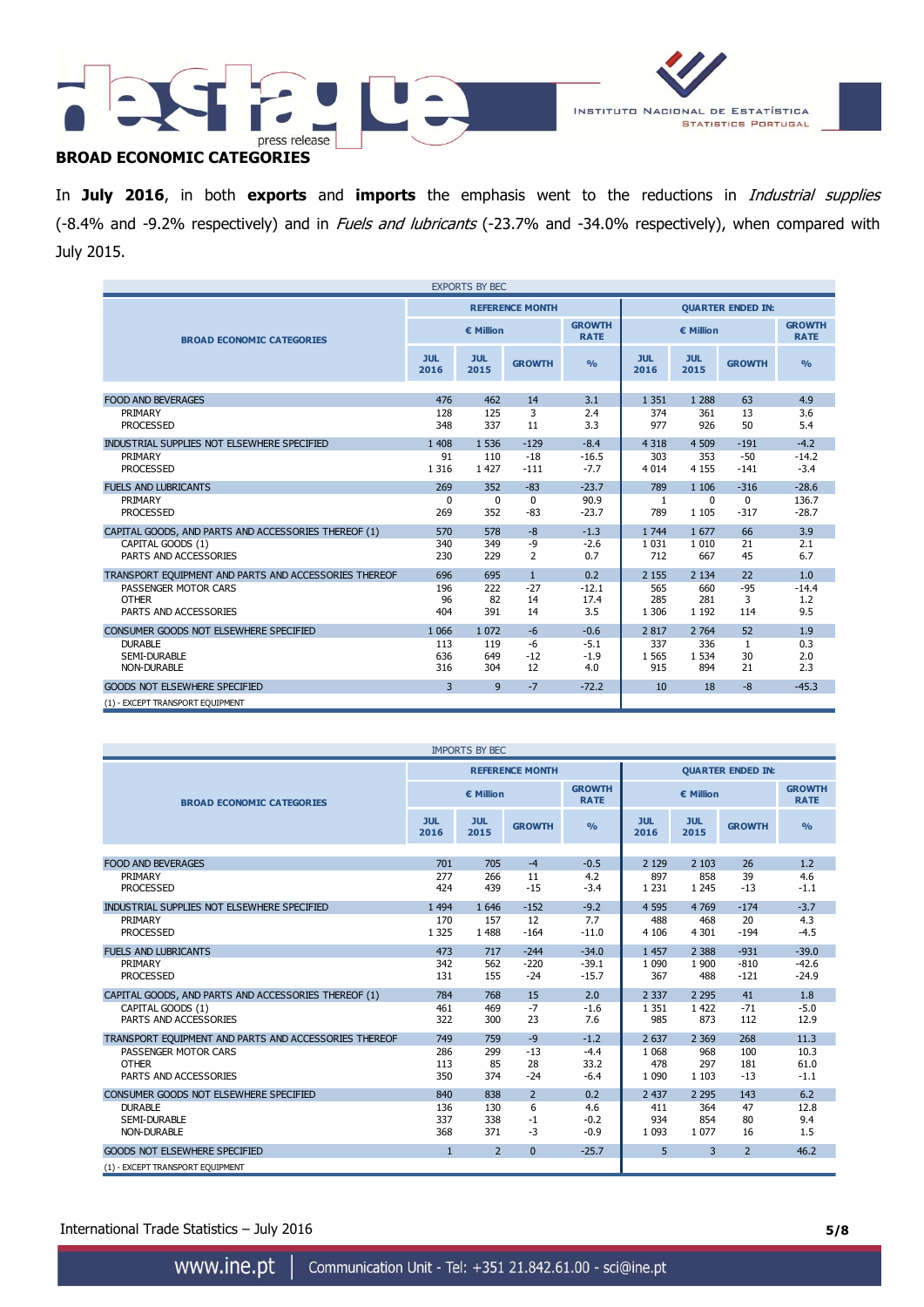## BROAD ECONOMIC CATEGORIES

In **July 2016**, in both **exports** and **imports** the emphasis went to the reductions in *Industrial supplies* (-8.4% and -9.2% respectively) and in *Fuels and lubricants* (-23.7% and -34.0% respectively), when compared with July 2015.

EXPORTS BY BEC

| BROAD ECONOMIC CATEGORIES | REFERENCE MONTH | | | | QUARTER ENDED IN: | | | |
|---|---|---|---|---|---|---|---|---|
| | € Million | | | GROWTH RATE | € Million | | | GROWTH RATE |
| | JUL 2016 | JUL 2015 | GROWTH | % | JUL 2016 | JUL 2015 | GROWTH | % |
| FOOD AND BEVERAGES | 476 | 462 | 14 | 3.1 | 1 351 | 1 288 | 63 | 4.9 |
| PRIMARY | 128 | 125 | 3 | 2.4 | 374 | 361 | 13 | 3.6 |
| PROCESSED | 348 | 337 | 11 | 3.3 | 977 | 926 | 50 | 5.4 |
| INDUSTRIAL SUPPLIES NOT ELSEWHERE SPECIFIED | 1 408 | 1 536 | -129 | -8.4 | 4 318 | 4 509 | -191 | -4.2 |
| PRIMARY | 91 | 110 | -18 | -16.5 | 303 | 353 | -50 | -14.2 |
| PROCESSED | 1 316 | 1 427 | -111 | -7.7 | 4 014 | 4 155 | -141 | -3.4 |
| FUELS AND LUBRICANTS | 269 | 352 | -83 | -23.7 | 789 | 1 106 | -316 | -28.6 |
| PRIMARY | 0 | 0 | 0 | 90.9 | 1 | 0 | 0 | 136.7 |
| PROCESSED | 269 | 352 | -83 | -23.7 | 789 | 1 105 | -317 | -28.7 |
| CAPITAL GOODS, AND PARTS AND ACCESSORIES THEREOF (1) | 570 | 578 | -8 | -1.3 | 1 744 | 1 677 | 66 | 3.9 |
| CAPITAL GOODS (1) | 340 | 349 | -9 | -2.6 | 1 031 | 1 010 | 21 | 2.1 |
| PARTS AND ACCESSORIES | 230 | 229 | 2 | 0.7 | 712 | 667 | 45 | 6.7 |
| TRANSPORT EQUIPMENT AND PARTS AND ACCESSORIES THEREOF | 696 | 695 | 1 | 0.2 | 2 155 | 2 134 | 22 | 1.0 |
| PASSENGER MOTOR CARS | 196 | 222 | -27 | -12.1 | 565 | 660 | -95 | -14.4 |
| OTHER | 96 | 82 | 14 | 17.4 | 285 | 281 | 3 | 1.2 |
| PARTS AND ACCESSORIES | 404 | 391 | 14 | 3.5 | 1 306 | 1 192 | 114 | 9.5 |
| CONSUMER GOODS NOT ELSEWHERE SPECIFIED | 1 066 | 1 072 | -6 | -0.6 | 2 817 | 2 764 | 52 | 1.9 |
| DURABLE | 113 | 119 | -6 | -5.1 | 337 | 336 | 1 | 0.3 |
| SEMI-DURABLE | 636 | 649 | -12 | -1.9 | 1 565 | 1 534 | 30 | 2.0 |
| NON-DURABLE | 316 | 304 | 12 | 4.0 | 915 | 894 | 21 | 2.3 |
| GOODS NOT ELSEWHERE SPECIFIED | 3 | 9 | -7 | -72.2 | 10 | 18 | -8 | -45.3 |

(1) - EXCEPT TRANSPORT EQUIPMENT

IMPORTS BY BEC

| BROAD ECONOMIC CATEGORIES | REFERENCE MONTH | | | | QUARTER ENDED IN: | | | |
|---|---|---|---|---|---|---|---|---|
| | € Million | | | GROWTH RATE | € Million | | | GROWTH RATE |
| | JUL 2016 | JUL 2015 | GROWTH | % | JUL 2016 | JUL 2015 | GROWTH | % |
| FOOD AND BEVERAGES | 701 | 705 | -4 | -0.5 | 2 129 | 2 103 | 26 | 1.2 |
| PRIMARY | 277 | 266 | 11 | 4.2 | 897 | 858 | 39 | 4.6 |
| PROCESSED | 424 | 439 | -15 | -3.4 | 1 231 | 1 245 | -13 | -1.1 |
| INDUSTRIAL SUPPLIES NOT ELSEWHERE SPECIFIED | 1 494 | 1 646 | -152 | -9.2 | 4 595 | 4 769 | -174 | -3.7 |
| PRIMARY | 170 | 157 | 12 | 7.7 | 488 | 468 | 20 | 4.3 |
| PROCESSED | 1 325 | 1 488 | -164 | -11.0 | 4 106 | 4 301 | -194 | -4.5 |
| FUELS AND LUBRICANTS | 473 | 717 | -244 | -34.0 | 1 457 | 2 388 | -931 | -39.0 |
| PRIMARY | 342 | 562 | -220 | -39.1 | 1 090 | 1 900 | -810 | -42.6 |
| PROCESSED | 131 | 155 | -24 | -15.7 | 367 | 488 | -121 | -24.9 |
| CAPITAL GOODS, AND PARTS AND ACCESSORIES THEREOF (1) | 784 | 768 | 15 | 2.0 | 2 337 | 2 295 | 41 | 1.8 |
| CAPITAL GOODS (1) | 461 | 469 | -7 | -1.6 | 1 351 | 1 422 | -71 | -5.0 |
| PARTS AND ACCESSORIES | 322 | 300 | 23 | 7.6 | 985 | 873 | 112 | 12.9 |
| TRANSPORT EQUIPMENT AND PARTS AND ACCESSORIES THEREOF | 749 | 759 | -9 | -1.2 | 2 637 | 2 369 | 268 | 11.3 |
| PASSENGER MOTOR CARS | 286 | 299 | -13 | -4.4 | 1 068 | 968 | 100 | 10.3 |
| OTHER | 113 | 85 | 28 | 33.2 | 478 | 297 | 181 | 61.0 |
| PARTS AND ACCESSORIES | 350 | 374 | -24 | -6.4 | 1 090 | 1 103 | -13 | -1.1 |
| CONSUMER GOODS NOT ELSEWHERE SPECIFIED | 840 | 838 | 2 | 0.2 | 2 437 | 2 295 | 143 | 6.2 |
| DURABLE | 136 | 130 | 6 | 4.6 | 411 | 364 | 47 | 12.8 |
| SEMI-DURABLE | 337 | 338 | -1 | -0.2 | 934 | 854 | 80 | 9.4 |
| NON-DURABLE | 368 | 371 | -3 | -0.9 | 1 093 | 1 077 | 16 | 1.5 |
| GOODS NOT ELSEWHERE SPECIFIED | 1 | 2 | 0 | -25.7 | 5 | 3 | 2 | 46.2 |

(1) - EXCEPT TRANSPORT EQUIPMENT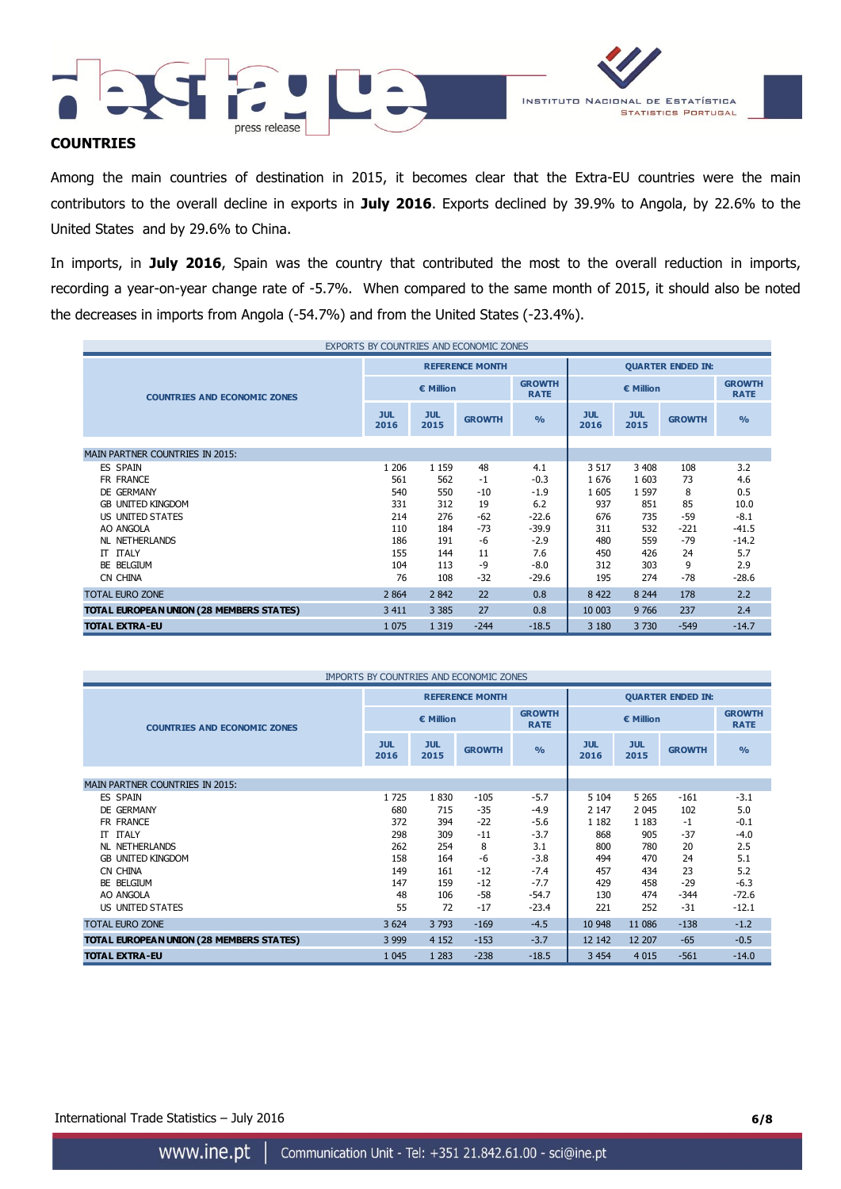## COUNTRIES

Among the main countries of destination in 2015, it becomes clear that the Extra-EU countries were the main contributors to the overall decline in exports in **July 2016**. Exports declined by 39.9% to Angola, by 22.6% to the United States and by 29.6% to China.

In imports, in **July 2016**, Spain was the country that contributed the most to the overall reduction in imports, recording a year-on-year change rate of -5.7%. When compared to the same month of 2015, it should also be noted the decreases in imports from Angola (-54.7%) and from the United States (-23.4%).

EXPORTS BY COUNTRIES AND ECONOMIC ZONES

| COUNTRIES AND ECONOMIC ZONES | REFERENCE MONTH | | | | QUARTER ENDED IN: | | | |
|---|---|---|---|---|---|---|---|---|
| | € Million | | | GROWTH RATE | € Million | | | GROWTH RATE |
| | JUL 2016 | JUL 2015 | GROWTH | % | JUL 2016 | JUL 2015 | GROWTH | % |
| MAIN PARTNER COUNTRIES IN 2015: | | | | | | | | |
| ES SPAIN | 1 206 | 1 159 | 48 | 4.1 | 3 517 | 3 408 | 108 | 3.2 |
| FR FRANCE | 561 | 562 | -1 | -0.3 | 1 676 | 1 603 | 73 | 4.6 |
| DE GERMANY | 540 | 550 | -10 | -1.9 | 1 605 | 1 597 | 8 | 0.5 |
| GB UNITED KINGDOM | 331 | 312 | 19 | 6.2 | 937 | 851 | 85 | 10.0 |
| US UNITED STATES | 214 | 276 | -62 | -22.6 | 676 | 735 | -59 | -8.1 |
| AO ANGOLA | 110 | 184 | -73 | -39.9 | 311 | 532 | -221 | -41.5 |
| NL NETHERLANDS | 186 | 191 | -6 | -2.9 | 480 | 559 | -79 | -14.2 |
| IT ITALY | 155 | 144 | 11 | 7.6 | 450 | 426 | 24 | 5.7 |
| BE BELGIUM | 104 | 113 | -9 | -8.0 | 312 | 303 | 9 | 2.9 |
| CN CHINA | 76 | 108 | -32 | -29.6 | 195 | 274 | -78 | -28.6 |
| TOTAL EURO ZONE | 2 864 | 2 842 | 22 | 0.8 | 8 422 | 8 244 | 178 | 2.2 |
| **TOTAL EUROPEAN UNION (28 MEMBERS STATES)** | 3 411 | 3 385 | 27 | 0.8 | 10 003 | 9 766 | 237 | 2.4 |
| **TOTAL EXTRA-EU** | 1 075 | 1 319 | -244 | -18.5 | 3 180 | 3 730 | -549 | -14.7 |

IMPORTS BY COUNTRIES AND ECONOMIC ZONES

| COUNTRIES AND ECONOMIC ZONES | REFERENCE MONTH | | | | QUARTER ENDED IN: | | | |
|---|---|---|---|---|---|---|---|---|
| | € Million | | | GROWTH RATE | € Million | | | GROWTH RATE |
| | JUL 2016 | JUL 2015 | GROWTH | % | JUL 2016 | JUL 2015 | GROWTH | % |
| MAIN PARTNER COUNTRIES IN 2015: | | | | | | | | |
| ES SPAIN | 1 725 | 1 830 | -105 | -5.7 | 5 104 | 5 265 | -161 | -3.1 |
| DE GERMANY | 680 | 715 | -35 | -4.9 | 2 147 | 2 045 | 102 | 5.0 |
| FR FRANCE | 372 | 394 | -22 | -5.6 | 1 182 | 1 183 | -1 | -0.1 |
| IT ITALY | 298 | 309 | -11 | -3.7 | 868 | 905 | -37 | -4.0 |
| NL NETHERLANDS | 262 | 254 | 8 | 3.1 | 800 | 780 | 20 | 2.5 |
| GB UNITED KINGDOM | 158 | 164 | -6 | -3.8 | 494 | 470 | 24 | 5.1 |
| CN CHINA | 149 | 161 | -12 | -7.4 | 457 | 434 | 23 | 5.2 |
| BE BELGIUM | 147 | 159 | -12 | -7.7 | 429 | 458 | -29 | -6.3 |
| AO ANGOLA | 48 | 106 | -58 | -54.7 | 130 | 474 | -344 | -72.6 |
| US UNITED STATES | 55 | 72 | -17 | -23.4 | 221 | 252 | -31 | -12.1 |
| TOTAL EURO ZONE | 3 624 | 3 793 | -169 | -4.5 | 10 948 | 11 086 | -138 | -1.2 |
| **TOTAL EUROPEAN UNION (28 MEMBERS STATES)** | 3 999 | 4 152 | -153 | -3.7 | 12 142 | 12 207 | -65 | -0.5 |
| **TOTAL EXTRA-EU** | 1 045 | 1 283 | -238 | -18.5 | 3 454 | 4 015 | -561 | -14.0 |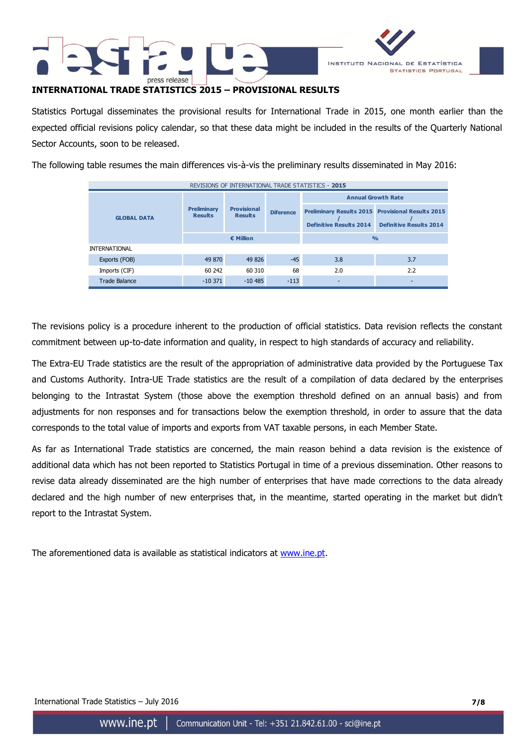## INTERNATIONAL TRADE STATISTICS 2015 – PROVISIONAL RESULTS

Statistics Portugal disseminates the provisional results for International Trade in 2015, one month earlier than the expected official revisions policy calendar, so that these data might be included in the results of the Quarterly National Sector Accounts, soon to be released.

The following table resumes the main differences vis-à-vis the preliminary results disseminated in May 2016:

REVISIONS OF INTERNATIONAL TRADE STATISTICS - **2015**

| GLOBAL DATA | Preliminary Results | Provisional Results | Diference | Annual Growth Rate | |
|---|---|---|---|---|---|
| | | | | Preliminary Results 2015 / Definitive Results 2014 | Provisional Results 2015 / Definitive Results 2014 |
| | € Million | | | % | |
| INTERNATIONAL | | | | | |
| Exports (FOB) | 49 870 | 49 826 | -45 | 3.8 | 3.7 |
| Imports (CIF) | 60 242 | 60 310 | 68 | 2.0 | 2.2 |
| Trade Balance | -10 371 | -10 485 | -113 | - | - |

The revisions policy is a procedure inherent to the production of official statistics. Data revision reflects the constant commitment between up-to-date information and quality, in respect to high standards of accuracy and reliability.

The Extra-EU Trade statistics are the result of the appropriation of administrative data provided by the Portuguese Tax and Customs Authority. Intra-UE Trade statistics are the result of a compilation of data declared by the enterprises belonging to the Intrastat System (those above the exemption threshold defined on an annual basis) and from adjustments for non responses and for transactions below the exemption threshold, in order to assure that the data corresponds to the total value of imports and exports from VAT taxable persons, in each Member State.

As far as International Trade statistics are concerned, the main reason behind a data revision is the existence of additional data which has not been reported to Statistics Portugal in time of a previous dissemination. Other reasons to revise data already disseminated are the high number of enterprises that have made corrections to the data already declared and the high number of new enterprises that, in the meantime, started operating in the market but didn't report to the Intrastat System.

The aforementioned data is available as statistical indicators at www.ine.pt.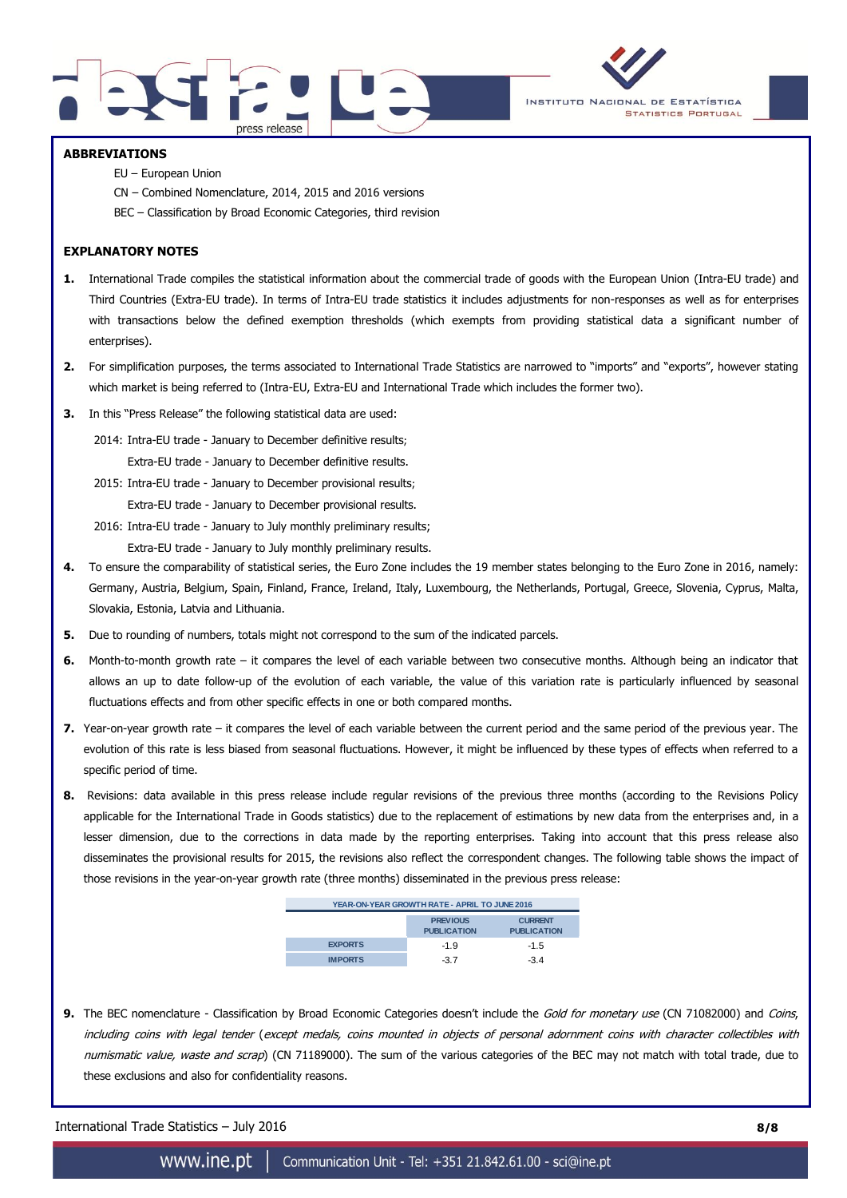## ABBREVIATIONS

EU – European Union

CN – Combined Nomenclature, 2014, 2015 and 2016 versions

BEC – Classification by Broad Economic Categories, third revision

## EXPLANATORY NOTES

1. International Trade compiles the statistical information about the commercial trade of goods with the European Union (Intra-EU trade) and Third Countries (Extra-EU trade). In terms of Intra-EU trade statistics it includes adjustments for non-responses as well as for enterprises with transactions below the defined exemption thresholds (which exempts from providing statistical data a significant number of enterprises).
2. For simplification purposes, the terms associated to International Trade Statistics are narrowed to "imports" and "exports", however stating which market is being referred to (Intra-EU, Extra-EU and International Trade which includes the former two).
3. In this "Press Release" the following statistical data are used:

   2014: Intra-EU trade - January to December definitive results;
   Extra-EU trade - January to December definitive results.

   2015: Intra-EU trade - January to December provisional results;
   Extra-EU trade - January to December provisional results.

   2016: Intra-EU trade - January to July monthly preliminary results;
   Extra-EU trade - January to July monthly preliminary results.
4. To ensure the comparability of statistical series, the Euro Zone includes the 19 member states belonging to the Euro Zone in 2016, namely: Germany, Austria, Belgium, Spain, Finland, France, Ireland, Italy, Luxembourg, the Netherlands, Portugal, Greece, Slovenia, Cyprus, Malta, Slovakia, Estonia, Latvia and Lithuania.
5. Due to rounding of numbers, totals might not correspond to the sum of the indicated parcels.
6. Month-to-month growth rate – it compares the level of each variable between two consecutive months. Although being an indicator that allows an up to date follow-up of the evolution of each variable, the value of this variation rate is particularly influenced by seasonal fluctuations effects and from other specific effects in one or both compared months.
7. Year-on-year growth rate – it compares the level of each variable between the current period and the same period of the previous year. The evolution of this rate is less biased from seasonal fluctuations. However, it might be influenced by these types of effects when referred to a specific period of time.
8. Revisions: data available in this press release include regular revisions of the previous three months (according to the Revisions Policy applicable for the International Trade in Goods statistics) due to the replacement of estimations by new data from the enterprises and, in a lesser dimension, due to the corrections in data made by the reporting enterprises. Taking into account that this press release also disseminates the provisional results for 2015, the revisions also reflect the correspondent changes. The following table shows the impact of those revisions in the year-on-year growth rate (three months) disseminated in the previous press release:

| YEAR-ON-YEAR GROWTH RATE - APRIL TO JUNE 2016 | | |
|---|---|---|
| | PREVIOUS PUBLICATION | CURRENT PUBLICATION |
| EXPORTS | -1.9 | -1.5 |
| IMPORTS | -3.7 | -3.4 |

9. The BEC nomenclature - Classification by Broad Economic Categories doesn't include the *Gold for monetary use* (CN 71082000) and *Coins, including coins with legal tender* (*except medals, coins mounted in objects of personal adornment coins with character collectibles with numismatic value, waste and scrap*) (CN 71189000). The sum of the various categories of the BEC may not match with total trade, due to these exclusions and also for confidentiality reasons.